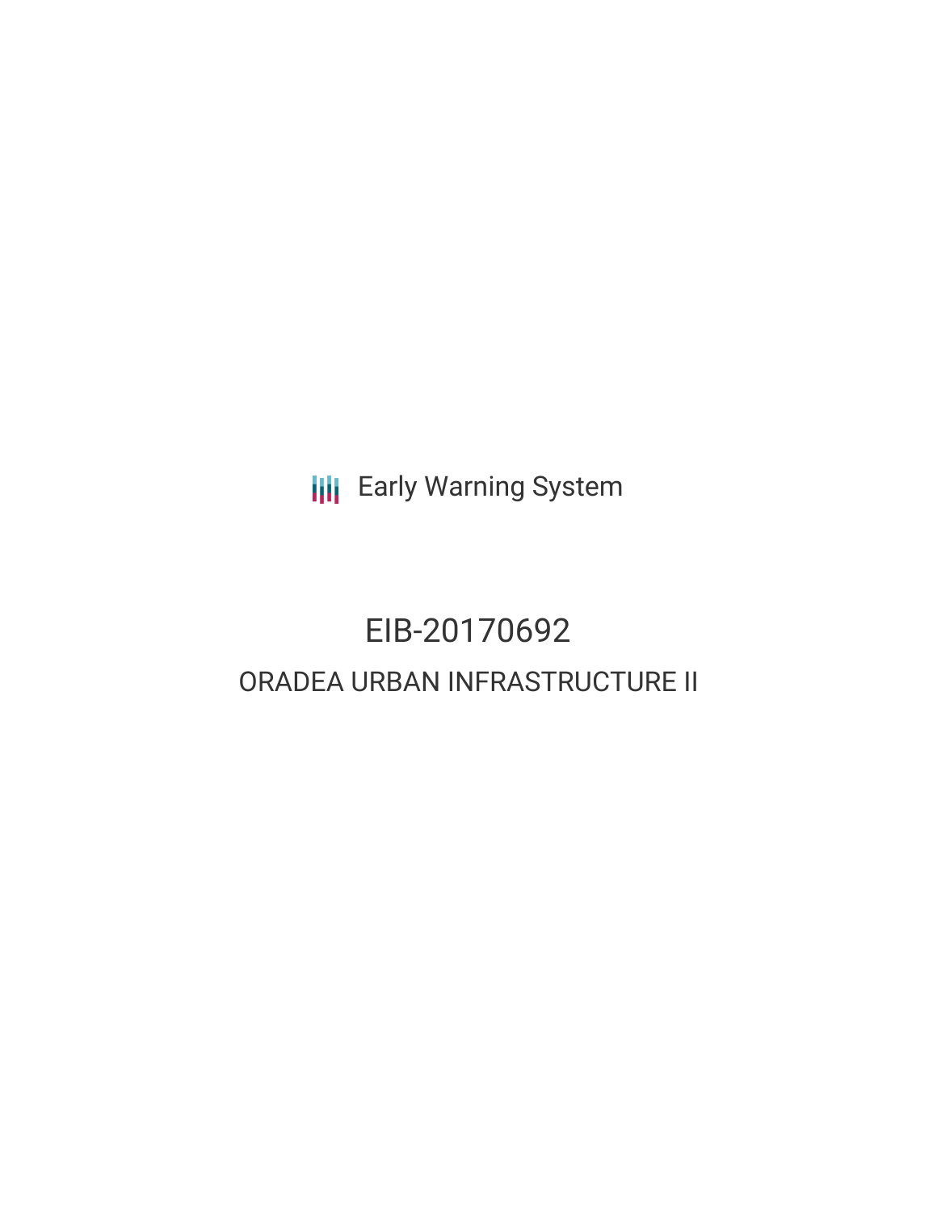Early Warning System

# EIB-20170692

## ORADEA URBAN INFRASTRUCTURE II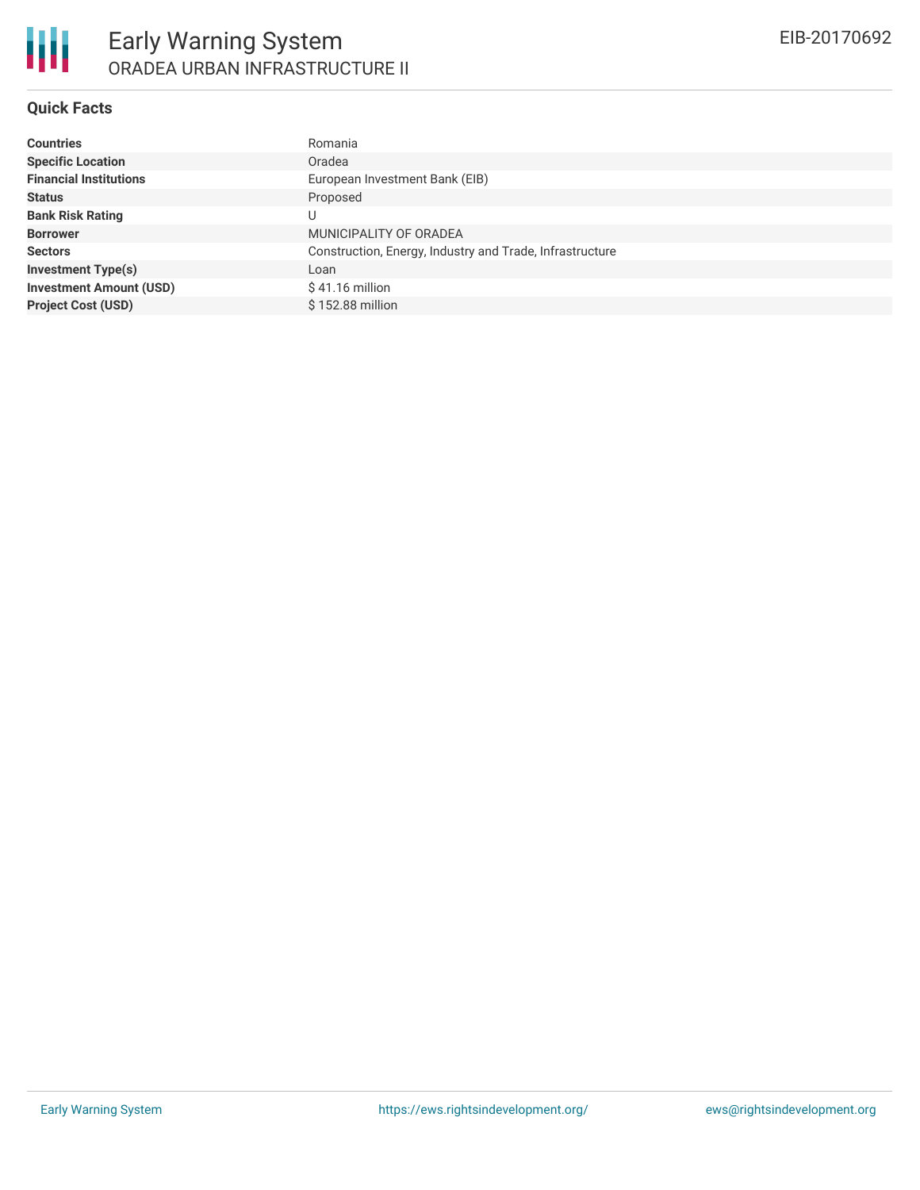## Quick Facts

| | |
|---|---|
| **Countries** | Romania |
| **Specific Location** | Oradea |
| **Financial Institutions** | European Investment Bank (EIB) |
| **Status** | Proposed |
| **Bank Risk Rating** | U |
| **Borrower** | MUNICIPALITY OF ORADEA |
| **Sectors** | Construction, Energy, Industry and Trade, Infrastructure |
| **Investment Type(s)** | Loan |
| **Investment Amount (USD)** | $ 41.16 million |
| **Project Cost (USD)** | $ 152.88 million |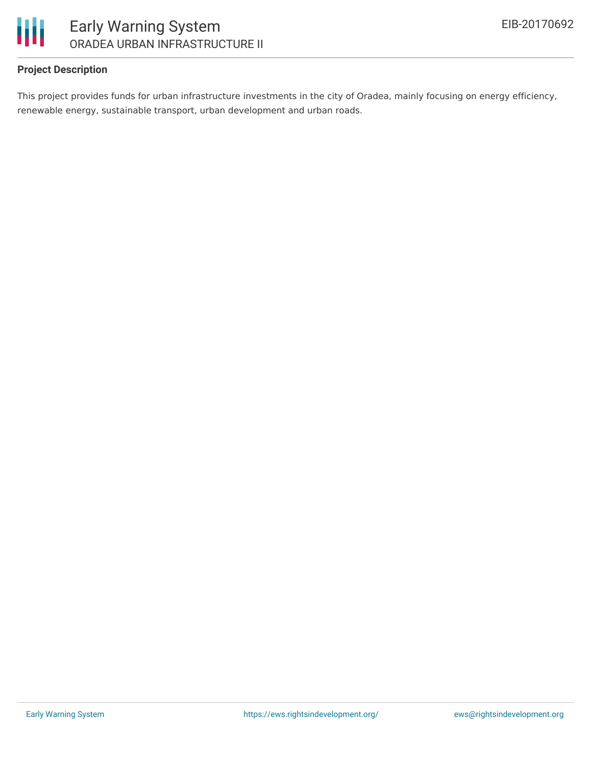## Project Description

This project provides funds for urban infrastructure investments in the city of Oradea, mainly focusing on energy efficiency, renewable energy, sustainable transport, urban development and urban roads.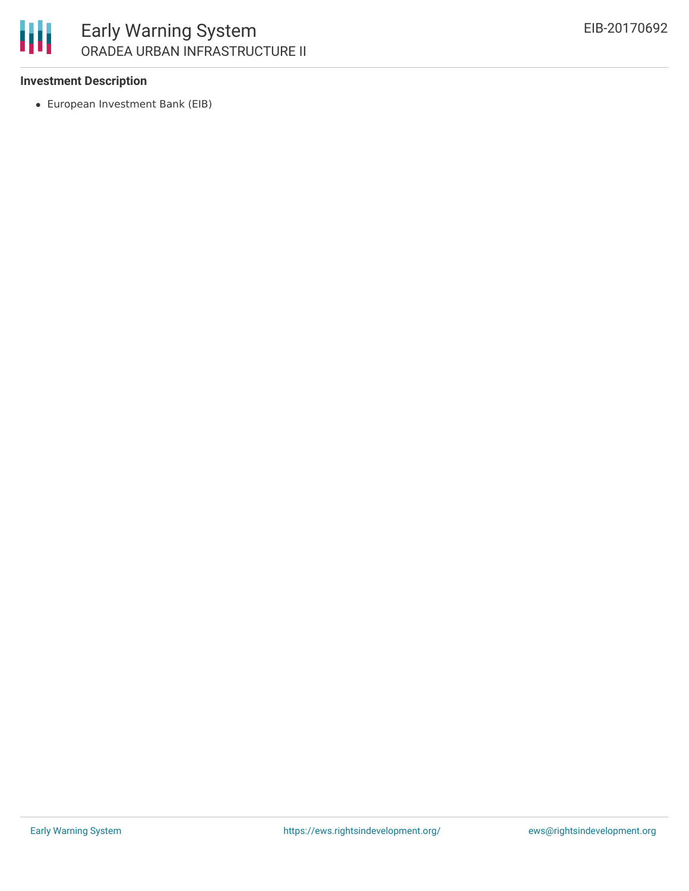### Investment Description

- European Investment Bank (EIB)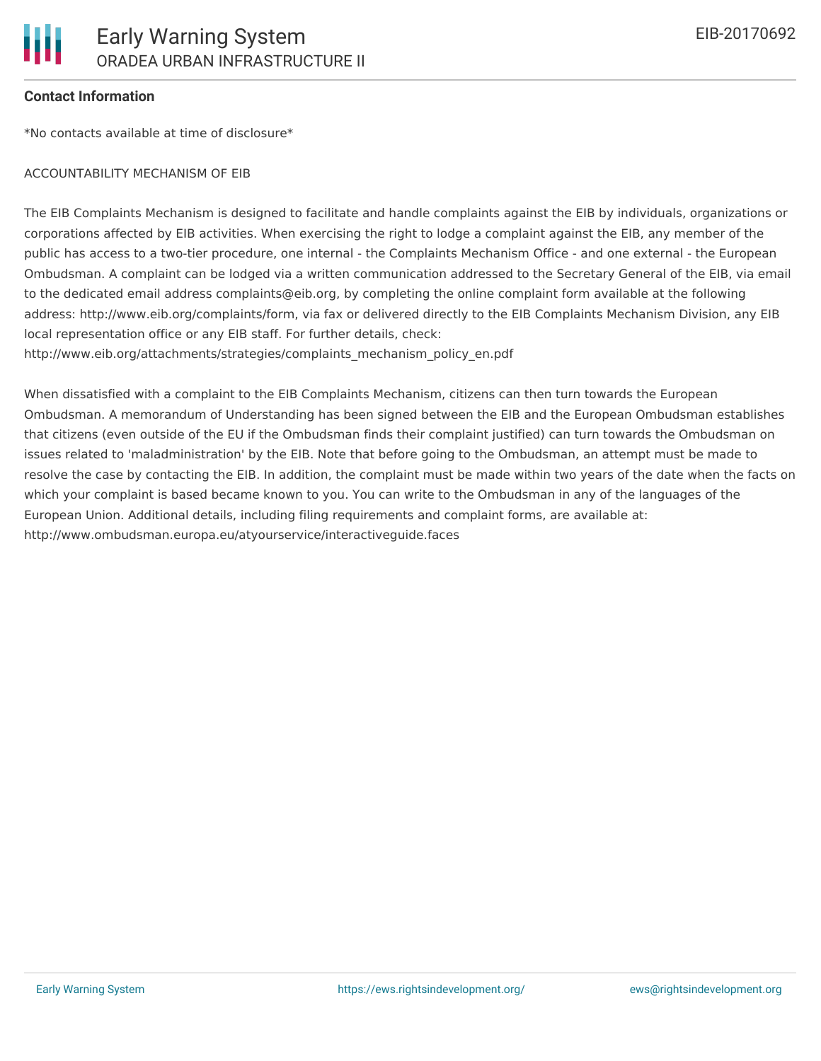**Contact Information**

*No contacts available at time of disclosure*

ACCOUNTABILITY MECHANISM OF EIB

The EIB Complaints Mechanism is designed to facilitate and handle complaints against the EIB by individuals, organizations or corporations affected by EIB activities. When exercising the right to lodge a complaint against the EIB, any member of the public has access to a two-tier procedure, one internal - the Complaints Mechanism Office - and one external - the European Ombudsman. A complaint can be lodged via a written communication addressed to the Secretary General of the EIB, via email to the dedicated email address complaints@eib.org, by completing the online complaint form available at the following address: http://www.eib.org/complaints/form, via fax or delivered directly to the EIB Complaints Mechanism Division, any EIB local representation office or any EIB staff. For further details, check: http://www.eib.org/attachments/strategies/complaints_mechanism_policy_en.pdf

When dissatisfied with a complaint to the EIB Complaints Mechanism, citizens can then turn towards the European Ombudsman. A memorandum of Understanding has been signed between the EIB and the European Ombudsman establishes that citizens (even outside of the EU if the Ombudsman finds their complaint justified) can turn towards the Ombudsman on issues related to 'maladministration' by the EIB. Note that before going to the Ombudsman, an attempt must be made to resolve the case by contacting the EIB. In addition, the complaint must be made within two years of the date when the facts on which your complaint is based became known to you. You can write to the Ombudsman in any of the languages of the European Union. Additional details, including filing requirements and complaint forms, are available at: http://www.ombudsman.europa.eu/atyourservice/interactiveguide.faces